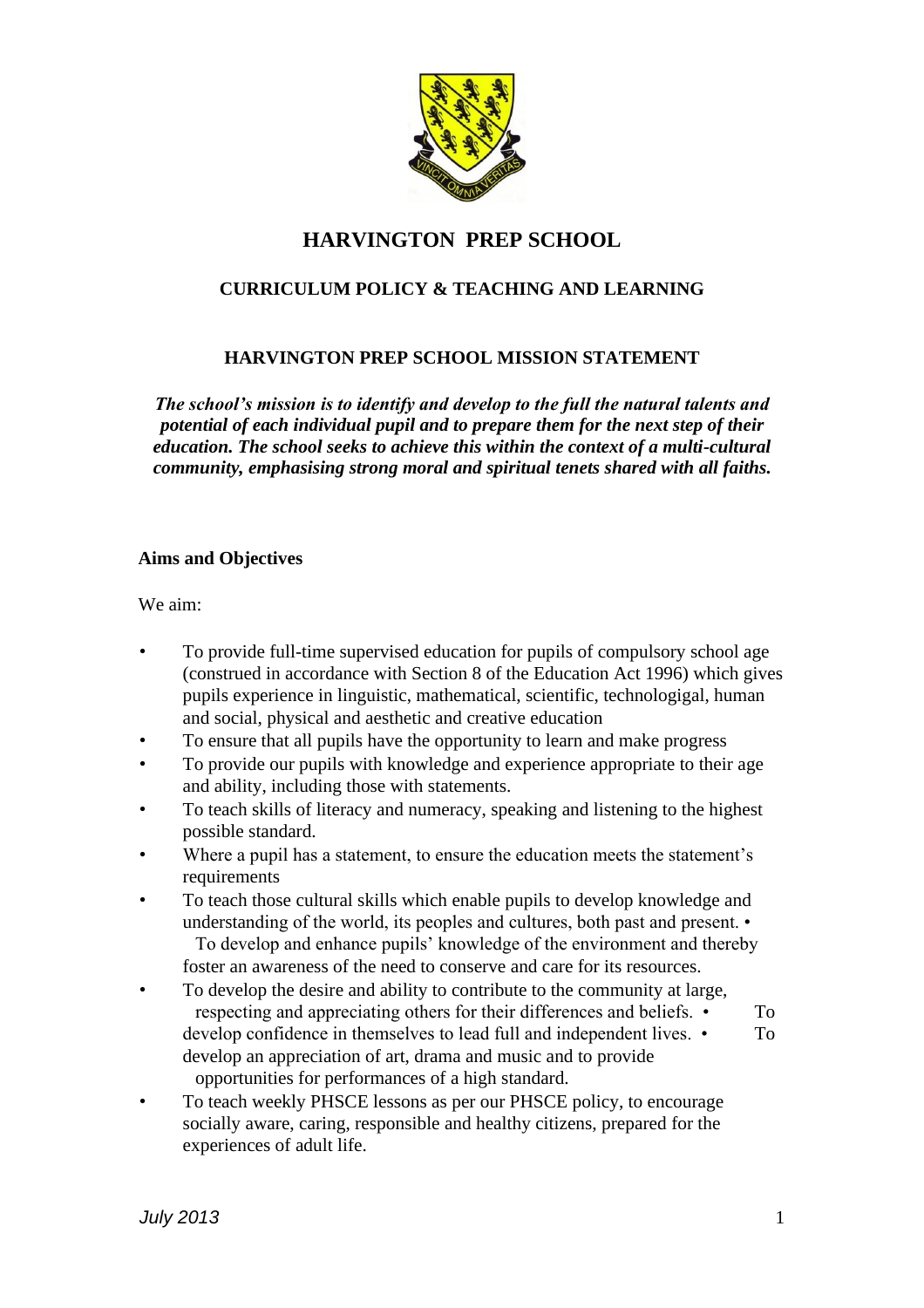# HARVINGTON PREP SCHOOL

## CURRICULUM POLICY & TEACHING AND LEARNING

### HARVINGTON PREP SCHOOL MISSION STATEMENT

***The school's mission is to identify and develop to the full the natural talents and potential of each individual pupil and to prepare them for the next step of their education. The school seeks to achieve this within the context of a multi-cultural community, emphasising strong moral and spiritual tenets shared with all faiths.***

**Aims and Objectives**

We aim:

- To provide full-time supervised education for pupils of compulsory school age (construed in accordance with Section 8 of the Education Act 1996) which gives pupils experience in linguistic, mathematical, scientific, technologigal, human and social, physical and aesthetic and creative education
- To ensure that all pupils have the opportunity to learn and make progress
- To provide our pupils with knowledge and experience appropriate to their age and ability, including those with statements.
- To teach skills of literacy and numeracy, speaking and listening to the highest possible standard.
- Where a pupil has a statement, to ensure the education meets the statement's requirements
- To teach those cultural skills which enable pupils to develop knowledge and understanding of the world, its peoples and cultures, both past and present.
- To develop and enhance pupils' knowledge of the environment and thereby foster an awareness of the need to conserve and care for its resources.
- To develop the desire and ability to contribute to the community at large, respecting and appreciating others for their differences and beliefs.
- To develop confidence in themselves to lead full and independent lives.
- To develop an appreciation of art, drama and music and to provide opportunities for performances of a high standard.
- To teach weekly PHSCE lessons as per our PHSCE policy, to encourage socially aware, caring, responsible and healthy citizens, prepared for the experiences of adult life.

*July 2013*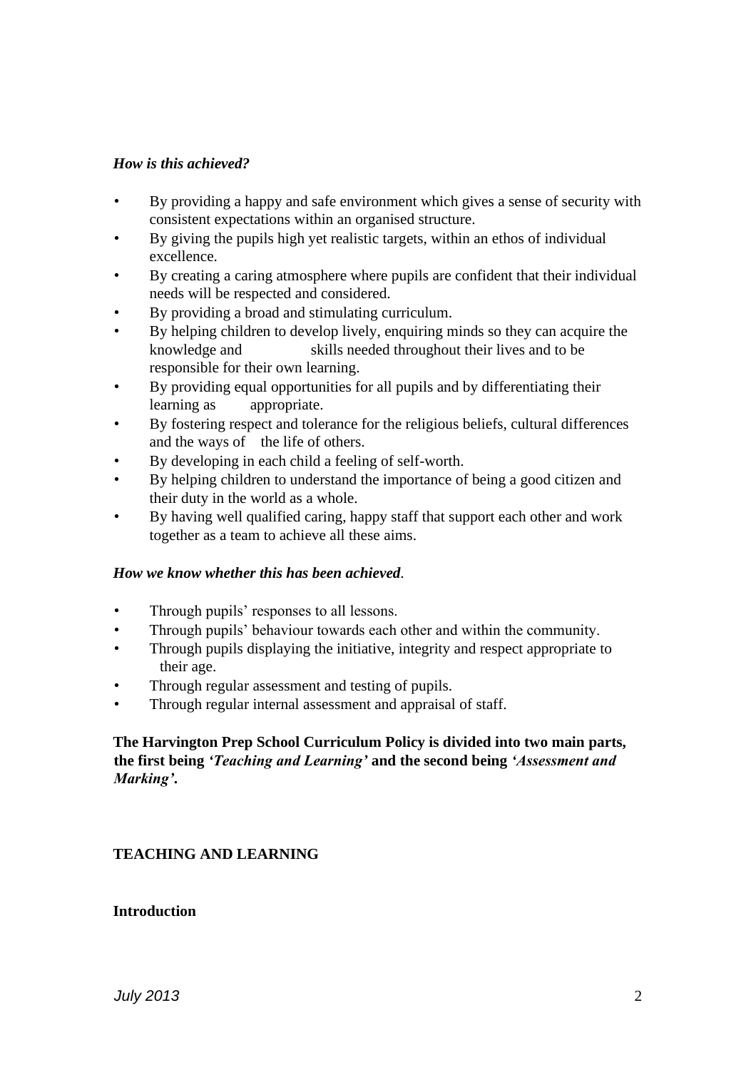***How is this achieved?***

- By providing a happy and safe environment which gives a sense of security with consistent expectations within an organised structure.
- By giving the pupils high yet realistic targets, within an ethos of individual excellence.
- By creating a caring atmosphere where pupils are confident that their individual needs will be respected and considered.
- By providing a broad and stimulating curriculum.
- By helping children to develop lively, enquiring minds so they can acquire the knowledge and skills needed throughout their lives and to be responsible for their own learning.
- By providing equal opportunities for all pupils and by differentiating their learning as appropriate.
- By fostering respect and tolerance for the religious beliefs, cultural differences and the ways of the life of others.
- By developing in each child a feeling of self-worth.
- By helping children to understand the importance of being a good citizen and their duty in the world as a whole.
- By having well qualified caring, happy staff that support each other and work together as a team to achieve all these aims.

***How we know whether this has been achieved*.**

- Through pupils' responses to all lessons.
- Through pupils' behaviour towards each other and within the community.
- Through pupils displaying the initiative, integrity and respect appropriate to their age.
- Through regular assessment and testing of pupils.
- Through regular internal assessment and appraisal of staff.

**The Harvington Prep School Curriculum Policy is divided into two main parts, the first being *'Teaching and Learning'* and the second being *'Assessment and Marking'*.**

## TEACHING AND LEARNING

### Introduction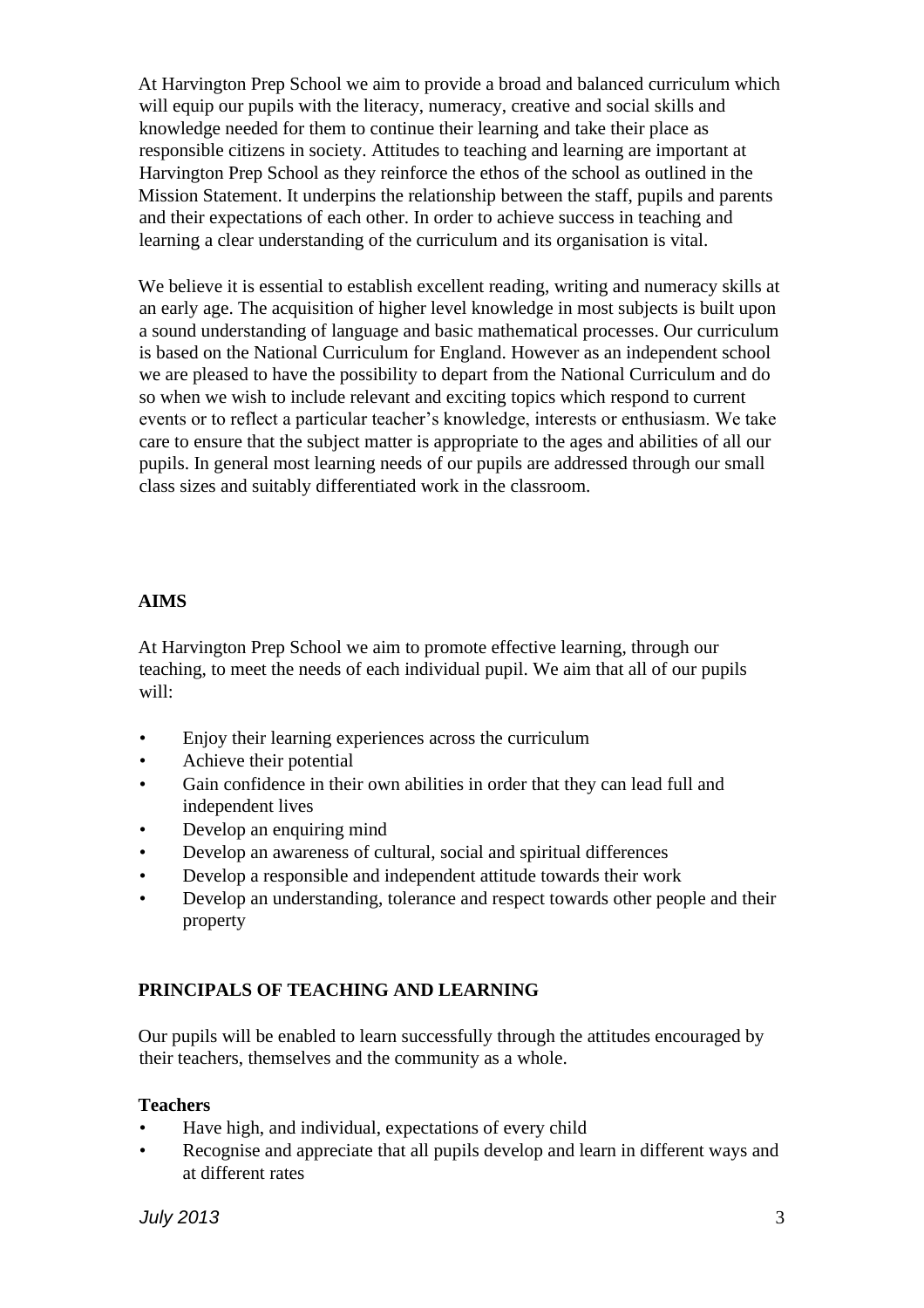At Harvington Prep School we aim to provide a broad and balanced curriculum which will equip our pupils with the literacy, numeracy, creative and social skills and knowledge needed for them to continue their learning and take their place as responsible citizens in society. Attitudes to teaching and learning are important at Harvington Prep School as they reinforce the ethos of the school as outlined in the Mission Statement. It underpins the relationship between the staff, pupils and parents and their expectations of each other. In order to achieve success in teaching and learning a clear understanding of the curriculum and its organisation is vital.

We believe it is essential to establish excellent reading, writing and numeracy skills at an early age. The acquisition of higher level knowledge in most subjects is built upon a sound understanding of language and basic mathematical processes. Our curriculum is based on the National Curriculum for England. However as an independent school we are pleased to have the possibility to depart from the National Curriculum and do so when we wish to include relevant and exciting topics which respond to current events or to reflect a particular teacher's knowledge, interests or enthusiasm. We take care to ensure that the subject matter is appropriate to the ages and abilities of all our pupils. In general most learning needs of our pupils are addressed through our small class sizes and suitably differentiated work in the classroom.

## AIMS

At Harvington Prep School we aim to promote effective learning, through our teaching, to meet the needs of each individual pupil. We aim that all of our pupils will:

- Enjoy their learning experiences across the curriculum
- Achieve their potential
- Gain confidence in their own abilities in order that they can lead full and independent lives
- Develop an enquiring mind
- Develop an awareness of cultural, social and spiritual differences
- Develop a responsible and independent attitude towards their work
- Develop an understanding, tolerance and respect towards other people and their property

## PRINCIPALS OF TEACHING AND LEARNING

Our pupils will be enabled to learn successfully through the attitudes encouraged by their teachers, themselves and the community as a whole.

### Teachers

- Have high, and individual, expectations of every child
- Recognise and appreciate that all pupils develop and learn in different ways and at different rates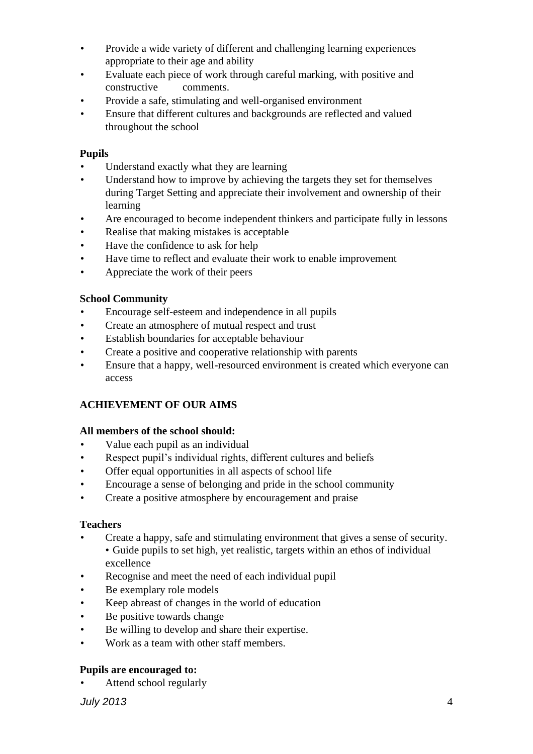- Provide a wide variety of different and challenging learning experiences appropriate to their age and ability
- Evaluate each piece of work through careful marking, with positive and constructive comments.
- Provide a safe, stimulating and well-organised environment
- Ensure that different cultures and backgrounds are reflected and valued throughout the school

**Pupils**

- Understand exactly what they are learning
- Understand how to improve by achieving the targets they set for themselves during Target Setting and appreciate their involvement and ownership of their learning
- Are encouraged to become independent thinkers and participate fully in lessons
- Realise that making mistakes is acceptable
- Have the confidence to ask for help
- Have time to reflect and evaluate their work to enable improvement
- Appreciate the work of their peers

**School Community**

- Encourage self-esteem and independence in all pupils
- Create an atmosphere of mutual respect and trust
- Establish boundaries for acceptable behaviour
- Create a positive and cooperative relationship with parents
- Ensure that a happy, well-resourced environment is created which everyone can access

## ACHIEVEMENT OF OUR AIMS

**All members of the school should:**

- Value each pupil as an individual
- Respect pupil's individual rights, different cultures and beliefs
- Offer equal opportunities in all aspects of school life
- Encourage a sense of belonging and pride in the school community
- Create a positive atmosphere by encouragement and praise

**Teachers**

- Create a happy, safe and stimulating environment that gives a sense of security.
  • Guide pupils to set high, yet realistic, targets within an ethos of individual excellence
- Recognise and meet the need of each individual pupil
- Be exemplary role models
- Keep abreast of changes in the world of education
- Be positive towards change
- Be willing to develop and share their expertise.
- Work as a team with other staff members.

**Pupils are encouraged to:**

- Attend school regularly

*July 2013*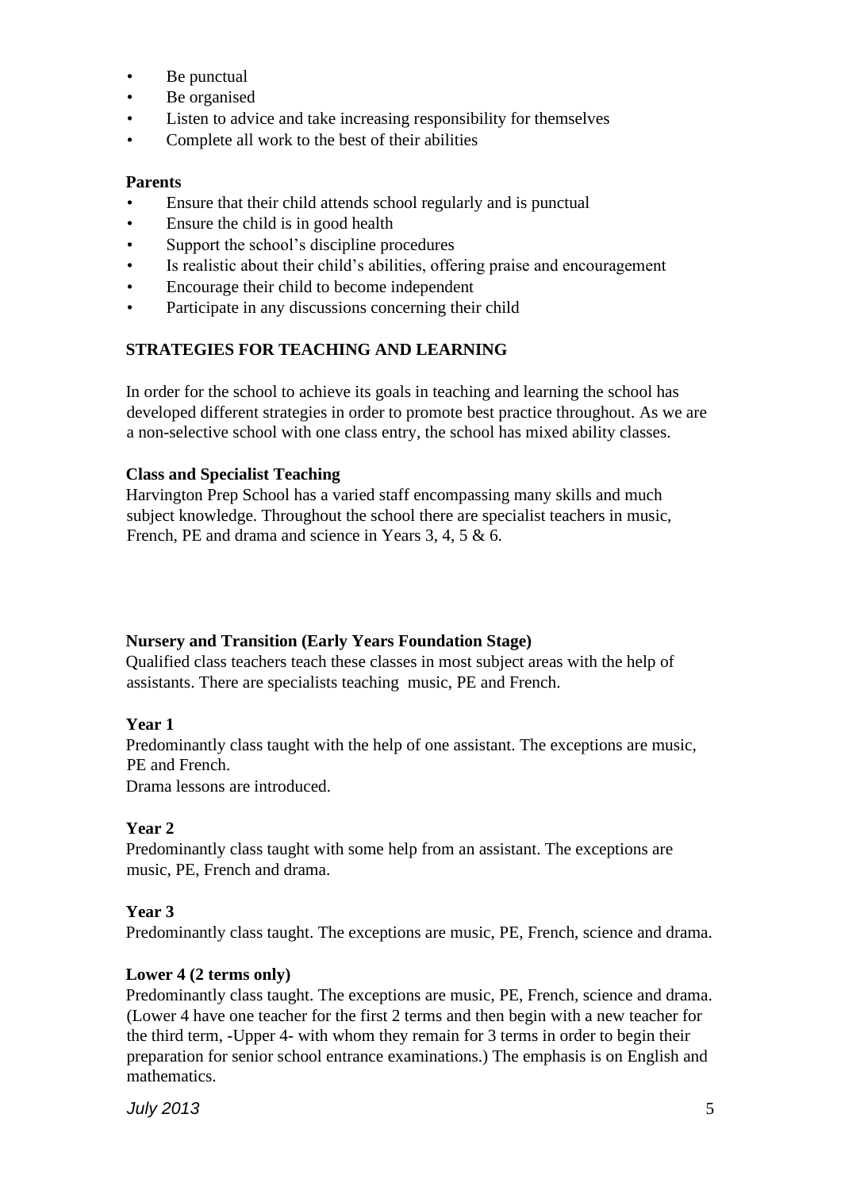- Be punctual
- Be organised
- Listen to advice and take increasing responsibility for themselves
- Complete all work to the best of their abilities

**Parents**

- Ensure that their child attends school regularly and is punctual
- Ensure the child is in good health
- Support the school's discipline procedures
- Is realistic about their child's abilities, offering praise and encouragement
- Encourage their child to become independent
- Participate in any discussions concerning their child

## STRATEGIES FOR TEACHING AND LEARNING

In order for the school to achieve its goals in teaching and learning the school has developed different strategies in order to promote best practice throughout. As we are a non-selective school with one class entry, the school has mixed ability classes.

**Class and Specialist Teaching**

Harvington Prep School has a varied staff encompassing many skills and much subject knowledge. Throughout the school there are specialist teachers in music, French, PE and drama and science in Years 3, 4, 5 & 6.

**Nursery and Transition (Early Years Foundation Stage)**

Qualified class teachers teach these classes in most subject areas with the help of assistants. There are specialists teaching music, PE and French.

**Year 1**

Predominantly class taught with the help of one assistant. The exceptions are music, PE and French.

Drama lessons are introduced.

**Year 2**

Predominantly class taught with some help from an assistant. The exceptions are music, PE, French and drama.

**Year 3**

Predominantly class taught. The exceptions are music, PE, French, science and drama.

**Lower 4 (2 terms only)**

Predominantly class taught. The exceptions are music, PE, French, science and drama. (Lower 4 have one teacher for the first 2 terms and then begin with a new teacher for the third term, -Upper 4- with whom they remain for 3 terms in order to begin their preparation for senior school entrance examinations.) The emphasis is on English and mathematics.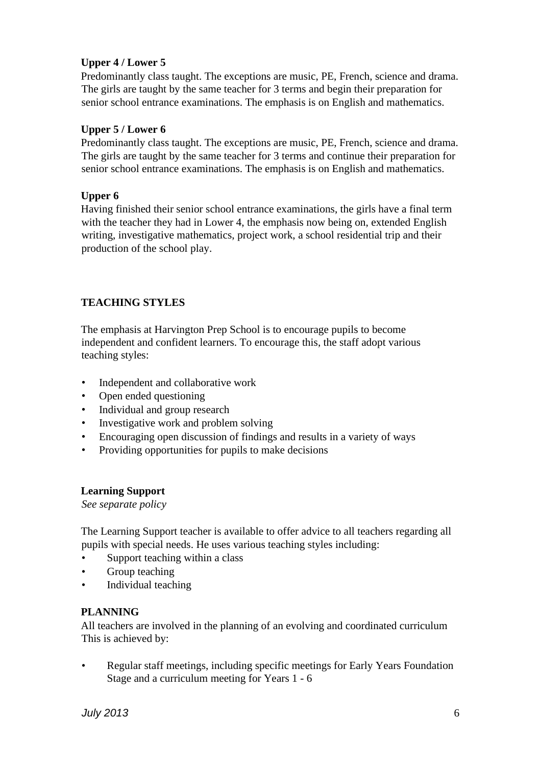**Upper 4 / Lower 5**

Predominantly class taught. The exceptions are music, PE, French, science and drama. The girls are taught by the same teacher for 3 terms and begin their preparation for senior school entrance examinations. The emphasis is on English and mathematics.

**Upper 5 / Lower 6**

Predominantly class taught. The exceptions are music, PE, French, science and drama. The girls are taught by the same teacher for 3 terms and continue their preparation for senior school entrance examinations. The emphasis is on English and mathematics.

**Upper 6**

Having finished their senior school entrance examinations, the girls have a final term with the teacher they had in Lower 4, the emphasis now being on, extended English writing, investigative mathematics, project work, a school residential trip and their production of the school play.

## TEACHING STYLES

The emphasis at Harvington Prep School is to encourage pupils to become independent and confident learners. To encourage this, the staff adopt various teaching styles:

- Independent and collaborative work
- Open ended questioning
- Individual and group research
- Investigative work and problem solving
- Encouraging open discussion of findings and results in a variety of ways
- Providing opportunities for pupils to make decisions

**Learning Support**

*See separate policy*

The Learning Support teacher is available to offer advice to all teachers regarding all pupils with special needs. He uses various teaching styles including:

- Support teaching within a class
- Group teaching
- Individual teaching

## PLANNING

All teachers are involved in the planning of an evolving and coordinated curriculum This is achieved by:

- Regular staff meetings, including specific meetings for Early Years Foundation Stage and a curriculum meeting for Years 1 - 6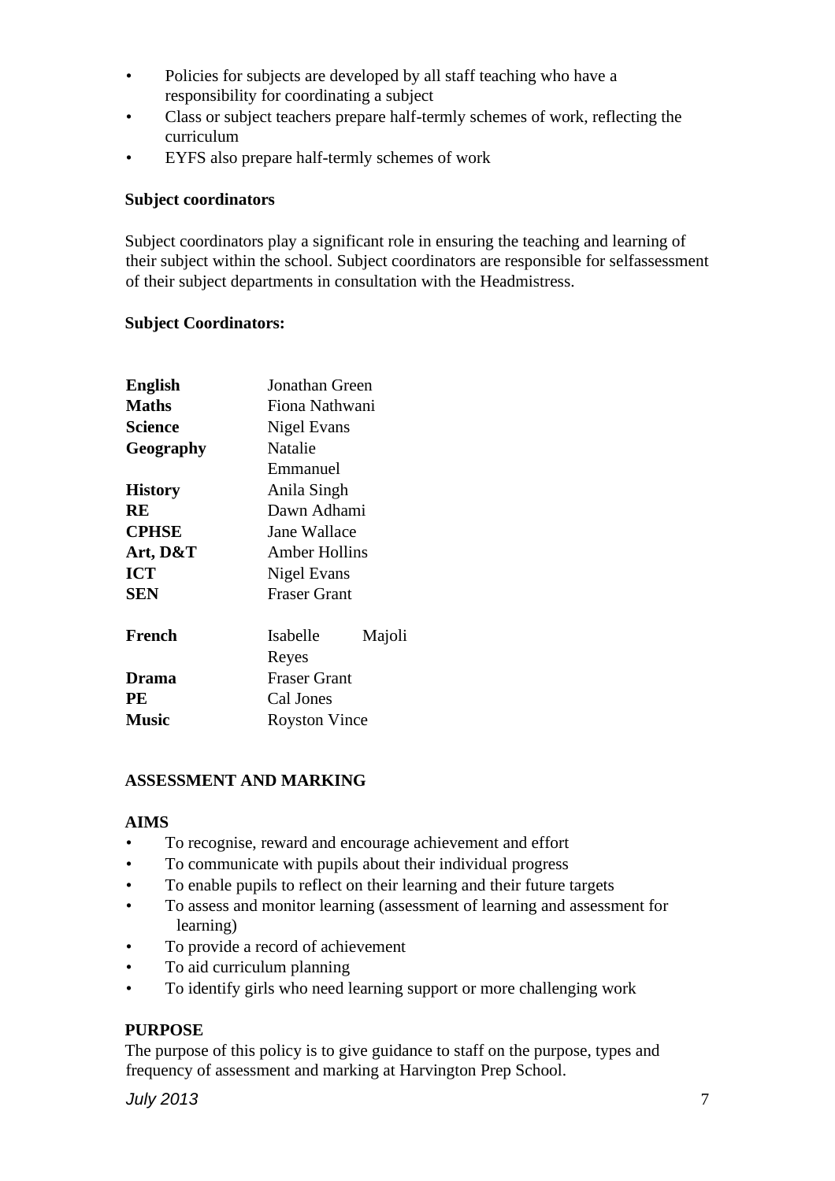- Policies for subjects are developed by all staff teaching who have a responsibility for coordinating a subject
- Class or subject teachers prepare half-termly schemes of work, reflecting the curriculum
- EYFS also prepare half-termly schemes of work

**Subject coordinators**

Subject coordinators play a significant role in ensuring the teaching and learning of their subject within the school. Subject coordinators are responsible for selfassessment of their subject departments in consultation with the Headmistress.

**Subject Coordinators:**

| | |
|---|---|
| **English** | Jonathan Green |
| **Maths** | Fiona Nathwani |
| **Science** | Nigel Evans |
| **Geography** | Natalie Emmanuel |
| **History** | Anila Singh |
| **RE** | Dawn Adhami |
| **CPHSE** | Jane Wallace |
| **Art, D&T** | Amber Hollins |
| **ICT** | Nigel Evans |
| **SEN** | Fraser Grant |
| **French** | Isabelle Majoli Reyes |
| **Drama** | Fraser Grant |
| **PE** | Cal Jones |
| **Music** | Royston Vince |

**ASSESSMENT AND MARKING**

**AIMS**

- To recognise, reward and encourage achievement and effort
- To communicate with pupils about their individual progress
- To enable pupils to reflect on their learning and their future targets
- To assess and monitor learning (assessment of learning and assessment for learning)
- To provide a record of achievement
- To aid curriculum planning
- To identify girls who need learning support or more challenging work

**PURPOSE**

The purpose of this policy is to give guidance to staff on the purpose, types and frequency of assessment and marking at Harvington Prep School.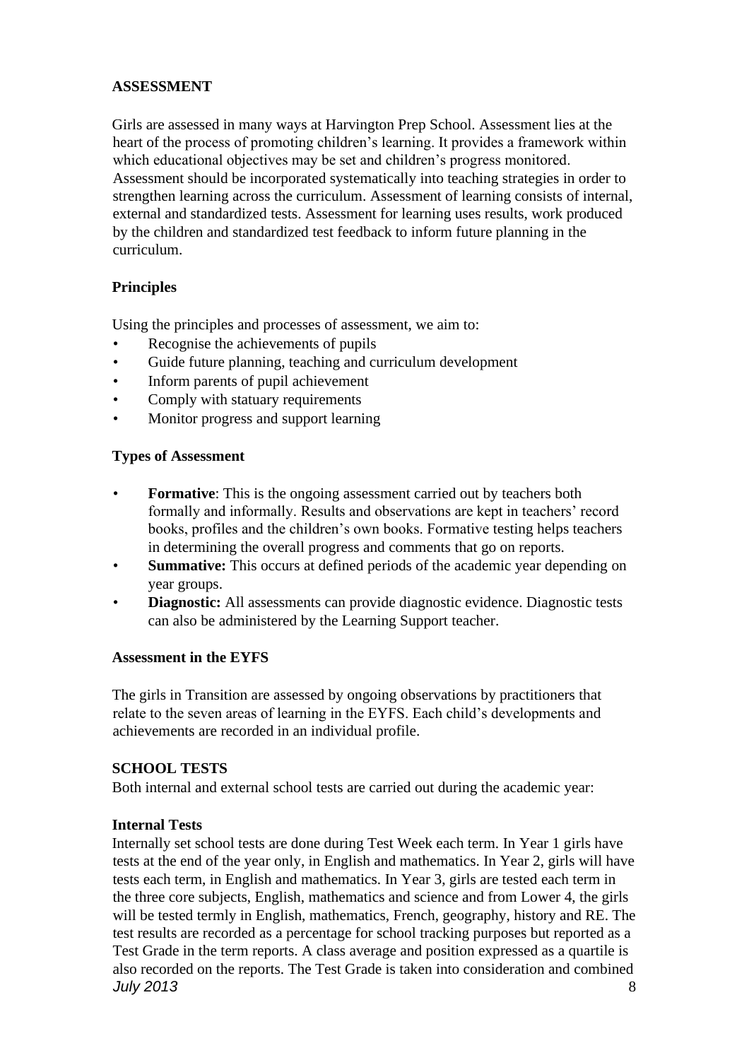## ASSESSMENT

Girls are assessed in many ways at Harvington Prep School. Assessment lies at the heart of the process of promoting children's learning. It provides a framework within which educational objectives may be set and children's progress monitored. Assessment should be incorporated systematically into teaching strategies in order to strengthen learning across the curriculum. Assessment of learning consists of internal, external and standardized tests. Assessment for learning uses results, work produced by the children and standardized test feedback to inform future planning in the curriculum.

### Principles

Using the principles and processes of assessment, we aim to:

- Recognise the achievements of pupils
- Guide future planning, teaching and curriculum development
- Inform parents of pupil achievement
- Comply with statuary requirements
- Monitor progress and support learning

### Types of Assessment

- **Formative**: This is the ongoing assessment carried out by teachers both formally and informally. Results and observations are kept in teachers' record books, profiles and the children's own books. Formative testing helps teachers in determining the overall progress and comments that go on reports.
- **Summative:** This occurs at defined periods of the academic year depending on year groups.
- **Diagnostic:** All assessments can provide diagnostic evidence. Diagnostic tests can also be administered by the Learning Support teacher.

### Assessment in the EYFS

The girls in Transition are assessed by ongoing observations by practitioners that relate to the seven areas of learning in the EYFS. Each child's developments and achievements are recorded in an individual profile.

## SCHOOL TESTS

Both internal and external school tests are carried out during the academic year:

### Internal Tests

Internally set school tests are done during Test Week each term. In Year 1 girls have tests at the end of the year only, in English and mathematics. In Year 2, girls will have tests each term, in English and mathematics. In Year 3, girls are tested each term in the three core subjects, English, mathematics and science and from Lower 4, the girls will be tested termly in English, mathematics, French, geography, history and RE. The test results are recorded as a percentage for school tracking purposes but reported as a Test Grade in the term reports. A class average and position expressed as a quartile is also recorded on the reports. The Test Grade is taken into consideration and combined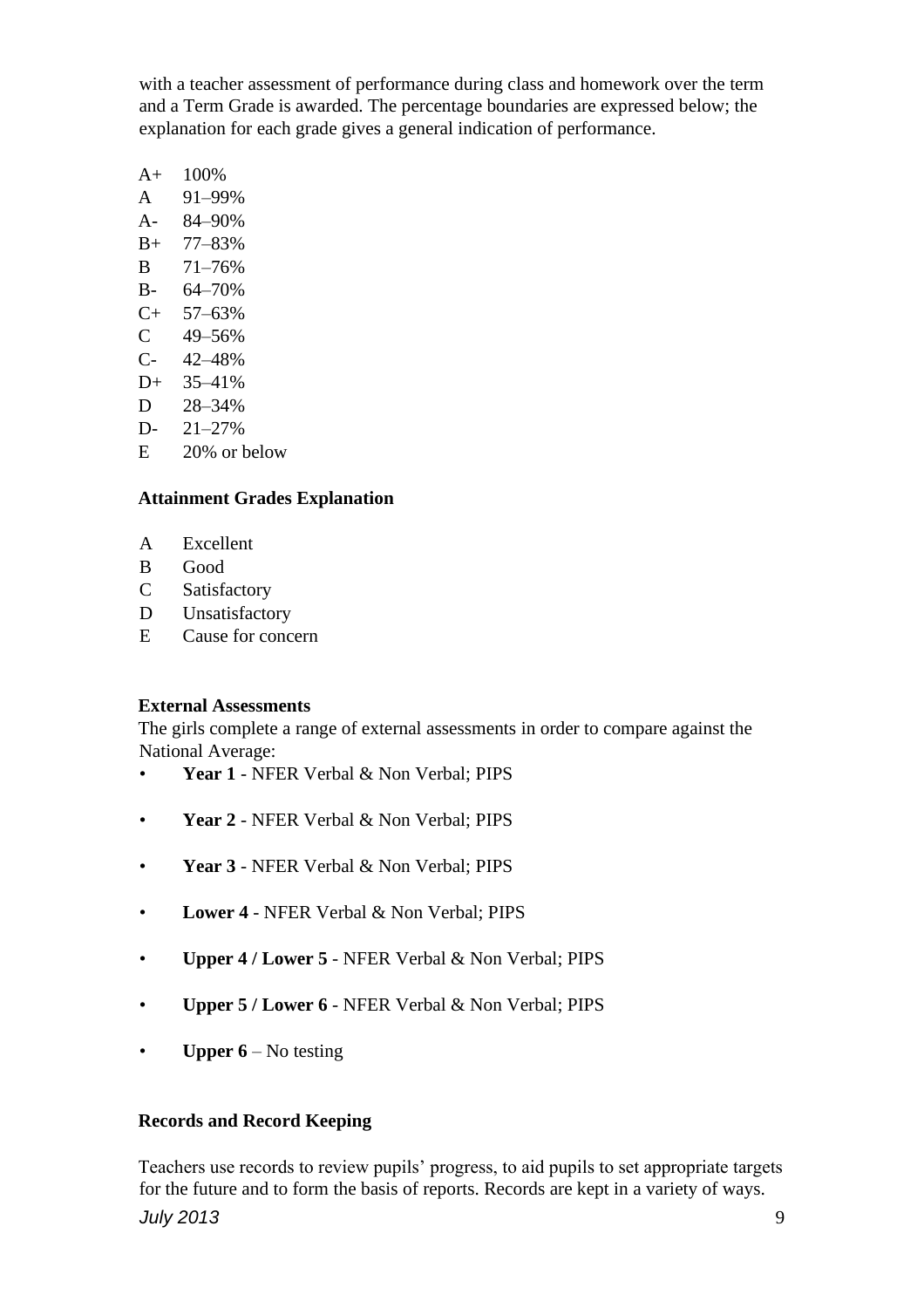with a teacher assessment of performance during class and homework over the term and a Term Grade is awarded. The percentage boundaries are expressed below; the explanation for each grade gives a general indication of performance.

| | |
|---|---|
| A+ | 100% |
| A | 91–99% |
| A- | 84–90% |
| B+ | 77–83% |
| B | 71–76% |
| B- | 64–70% |
| C+ | 57–63% |
| C | 49–56% |
| C- | 42–48% |
| D+ | 35–41% |
| D | 28–34% |
| D- | 21–27% |
| E | 20% or below |

**Attainment Grades Explanation**

| | |
|---|---|
| A | Excellent |
| B | Good |
| C | Satisfactory |
| D | Unsatisfactory |
| E | Cause for concern |

**External Assessments**

The girls complete a range of external assessments in order to compare against the National Average:

- **Year 1** - NFER Verbal & Non Verbal; PIPS
- **Year 2** - NFER Verbal & Non Verbal; PIPS
- **Year 3** - NFER Verbal & Non Verbal; PIPS
- **Lower 4** - NFER Verbal & Non Verbal; PIPS
- **Upper 4 / Lower 5** - NFER Verbal & Non Verbal; PIPS
- **Upper 5 / Lower 6** - NFER Verbal & Non Verbal; PIPS
- **Upper 6** – No testing

**Records and Record Keeping**

Teachers use records to review pupils' progress, to aid pupils to set appropriate targets for the future and to form the basis of reports. Records are kept in a variety of ways.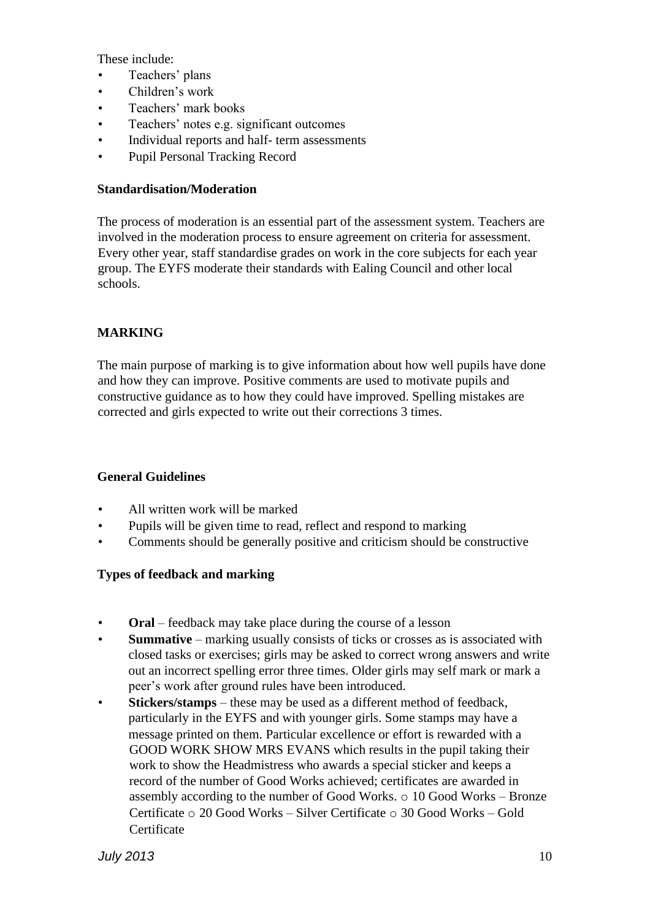These include:

- Teachers' plans
- Children's work
- Teachers' mark books
- Teachers' notes e.g. significant outcomes
- Individual reports and half- term assessments
- Pupil Personal Tracking Record

**Standardisation/Moderation**

The process of moderation is an essential part of the assessment system. Teachers are involved in the moderation process to ensure agreement on criteria for assessment. Every other year, staff standardise grades on work in the core subjects for each year group. The EYFS moderate their standards with Ealing Council and other local schools.

## MARKING

The main purpose of marking is to give information about how well pupils have done and how they can improve. Positive comments are used to motivate pupils and constructive guidance as to how they could have improved. Spelling mistakes are corrected and girls expected to write out their corrections 3 times.

**General Guidelines**

- All written work will be marked
- Pupils will be given time to read, reflect and respond to marking
- Comments should be generally positive and criticism should be constructive

**Types of feedback and marking**

- **Oral** – feedback may take place during the course of a lesson
- **Summative** – marking usually consists of ticks or crosses as is associated with closed tasks or exercises; girls may be asked to correct wrong answers and write out an incorrect spelling error three times. Older girls may self mark or mark a peer's work after ground rules have been introduced.
- **Stickers/stamps** – these may be used as a different method of feedback, particularly in the EYFS and with younger girls. Some stamps may have a message printed on them. Particular excellence or effort is rewarded with a GOOD WORK SHOW MRS EVANS which results in the pupil taking their work to show the Headmistress who awards a special sticker and keeps a record of the number of Good Works achieved; certificates are awarded in assembly according to the number of Good Works.
  - 10 Good Works – Bronze Certificate
  - 20 Good Works – Silver Certificate
  - 30 Good Works – Gold Certificate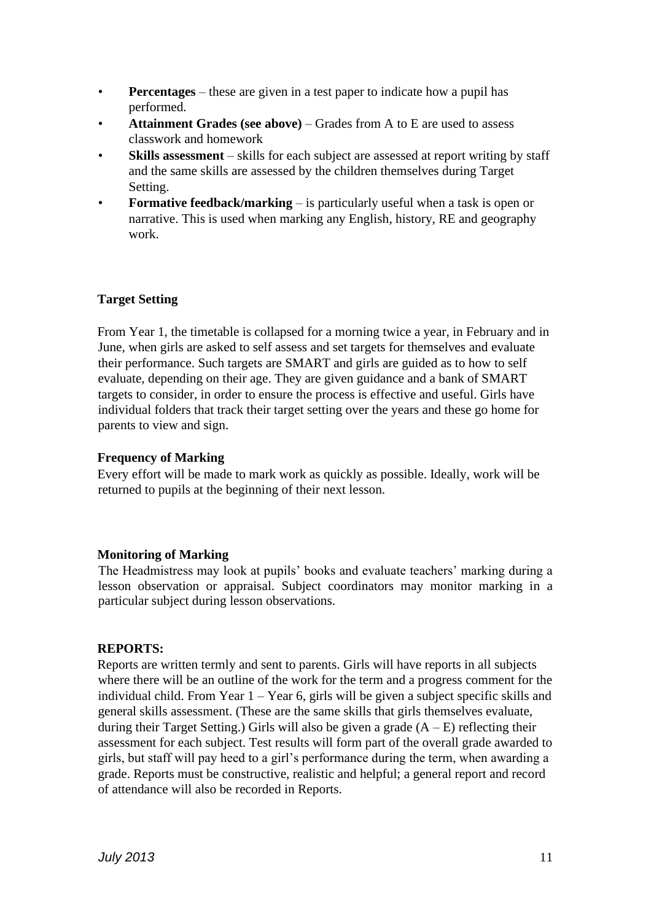- **Percentages** – these are given in a test paper to indicate how a pupil has performed.
- **Attainment Grades (see above)** – Grades from A to E are used to assess classwork and homework
- **Skills assessment** – skills for each subject are assessed at report writing by staff and the same skills are assessed by the children themselves during Target Setting.
- **Formative feedback/marking** – is particularly useful when a task is open or narrative. This is used when marking any English, history, RE and geography work.

**Target Setting**

From Year 1, the timetable is collapsed for a morning twice a year, in February and in June, when girls are asked to self assess and set targets for themselves and evaluate their performance. Such targets are SMART and girls are guided as to how to self evaluate, depending on their age. They are given guidance and a bank of SMART targets to consider, in order to ensure the process is effective and useful. Girls have individual folders that track their target setting over the years and these go home for parents to view and sign.

**Frequency of Marking**

Every effort will be made to mark work as quickly as possible. Ideally, work will be returned to pupils at the beginning of their next lesson.

**Monitoring of Marking**

The Headmistress may look at pupils' books and evaluate teachers' marking during a lesson observation or appraisal. Subject coordinators may monitor marking in a particular subject during lesson observations.

**REPORTS:**

Reports are written termly and sent to parents. Girls will have reports in all subjects where there will be an outline of the work for the term and a progress comment for the individual child. From Year 1 – Year 6, girls will be given a subject specific skills and general skills assessment. (These are the same skills that girls themselves evaluate, during their Target Setting.) Girls will also be given a grade (A – E) reflecting their assessment for each subject. Test results will form part of the overall grade awarded to girls, but staff will pay heed to a girl's performance during the term, when awarding a grade. Reports must be constructive, realistic and helpful; a general report and record of attendance will also be recorded in Reports.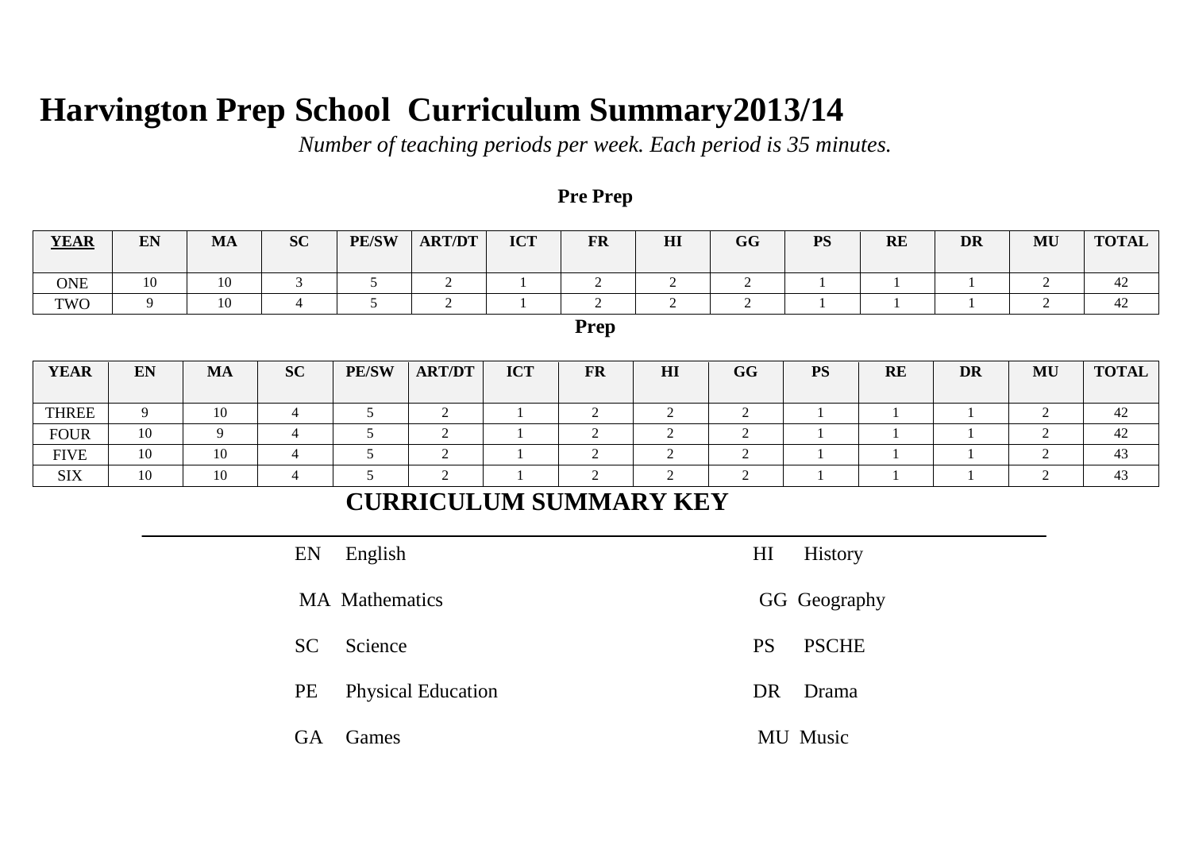# Harvington Prep School Curriculum Summary2013/14

*Number of teaching periods per week. Each period is 35 minutes.*

**Pre Prep**

| YEAR | EN | MA | SC | PE/SW | ART/DT | ICT | FR | HI | GG | PS | RE | DR | MU | TOTAL |
|---|---|---|---|---|---|---|---|---|---|---|---|---|---|---|
| ONE | 10 | 10 | 3 | 5 | 2 | 1 | 2 | 2 | 2 | 1 | 1 | 1 | 2 | 42 |
| TWO | 9 | 10 | 4 | 5 | 2 | 1 | 2 | 2 | 2 | 1 | 1 | 1 | 2 | 42 |

**Prep**

| YEAR | EN | MA | SC | PE/SW | ART/DT | ICT | FR | HI | GG | PS | RE | DR | MU | TOTAL |
|---|---|---|---|---|---|---|---|---|---|---|---|---|---|---|
| THREE | 9 | 10 | 4 | 5 | 2 | 1 | 2 | 2 | 2 | 1 | 1 | 1 | 2 | 42 |
| FOUR | 10 | 9 | 4 | 5 | 2 | 1 | 2 | 2 | 2 | 1 | 1 | 1 | 2 | 42 |
| FIVE | 10 | 10 | 4 | 5 | 2 | 1 | 2 | 2 | 2 | 1 | 1 | 1 | 2 | 43 |
| SIX | 10 | 10 | 4 | 5 | 2 | 1 | 2 | 2 | 2 | 1 | 1 | 1 | 2 | 43 |

## CURRICULUM SUMMARY KEY

EN English

MA Mathematics

SC Science

PE Physical Education

GA Games

HI History

GG Geography

PS PSCHE

DR Drama

MU Music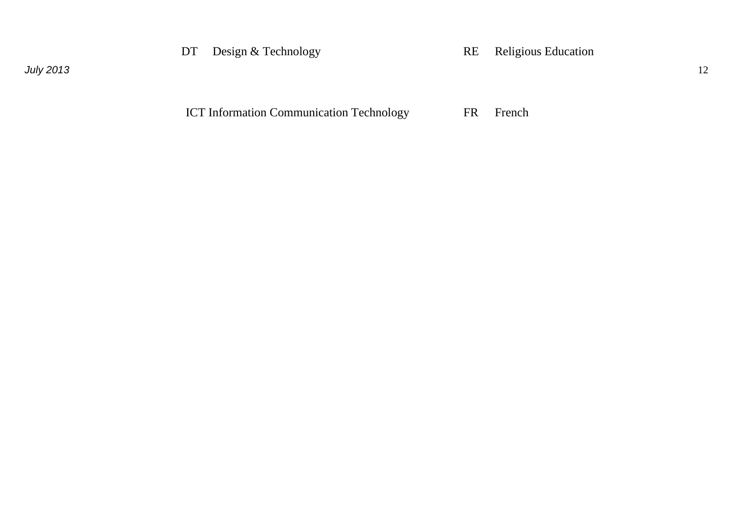| | | | |
|---|---|---|---|
| DT | Design & Technology | RE | Religious Education |
| ICT | Information Communication Technology | FR | French |